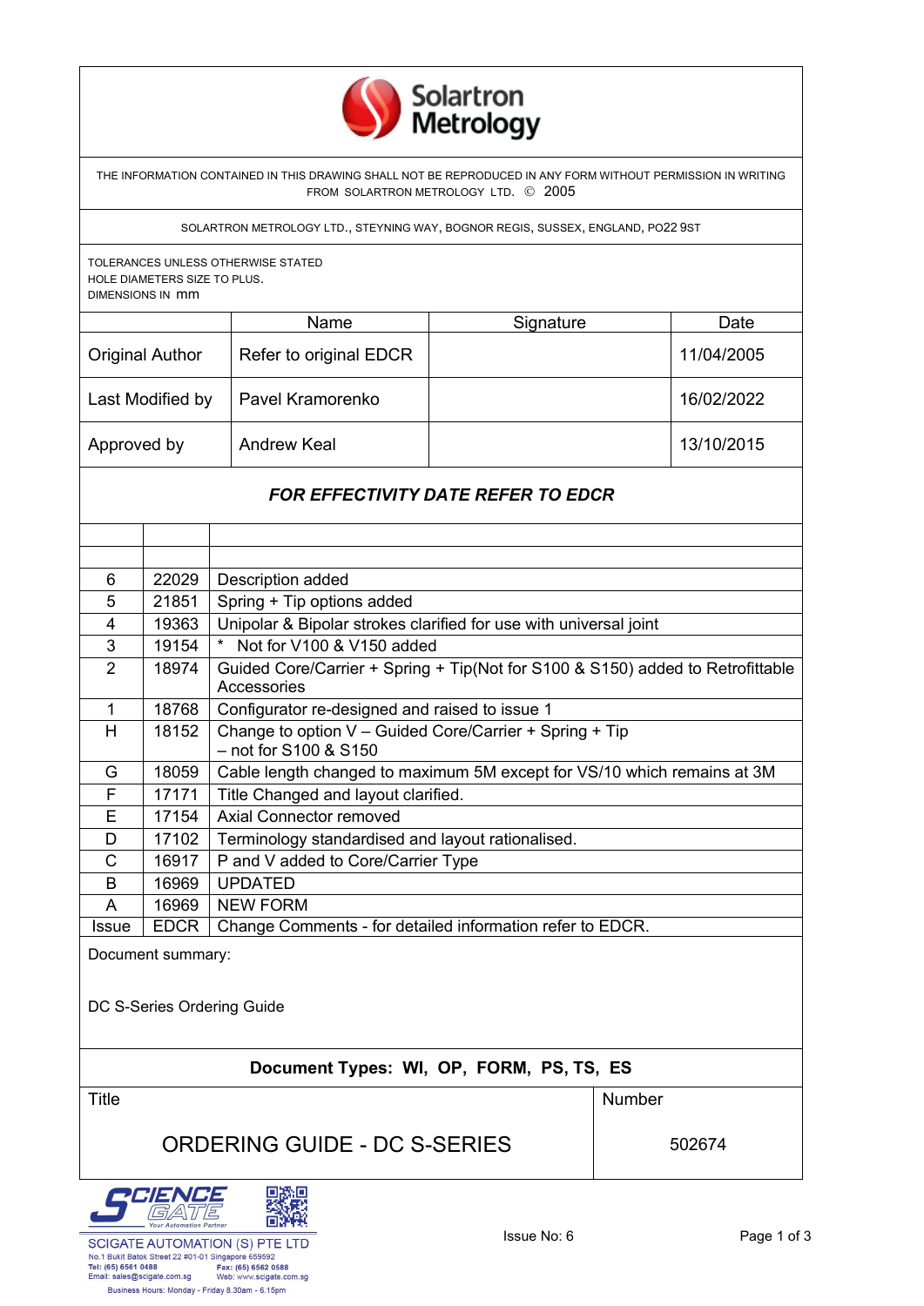# Solartron Metrology

THE INFORMATION CONTAINED IN THIS DRAWING SHALL NOT BE REPRODUCED IN ANY FORM WITHOUT PERMISSION IN WRITING FROM SOLARTRON METROLOGY LTD. © 2005

SOLARTRON METROLOGY LTD., STEYNING WAY, BOGNOR REGIS, SUSSEX, ENGLAND, PO22 9ST

TOLERANCES UNLESS OTHERWISE STATED
HOLE DIAMETERS SIZE TO PLUS.
DIMENSIONS IN mm

| | Name | Signature | Date |
|---|---|---|---|
| Original Author | Refer to original EDCR | | 11/04/2005 |
| Last Modified by | Pavel Kramorenko | | 16/02/2022 |
| Approved by | Andrew Keal | | 13/10/2015 |

***FOR EFFECTIVITY DATE REFER TO EDCR***

| Issue | EDCR | Change Comments - for detailed information refer to EDCR. |
|---|---|---|
| | | |
| | | |
| 6 | 22029 | Description added |
| 5 | 21851 | Spring + Tip options added |
| 4 | 19363 | Unipolar & Bipolar strokes clarified for use with universal joint |
| 3 | 19154 | * Not for V100 & V150 added |
| 2 | 18974 | Guided Core/Carrier + Spring + Tip(Not for S100 & S150) added to Retrofittable Accessories |
| 1 | 18768 | Configurator re-designed and raised to issue 1 |
| H | 18152 | Change to option V – Guided Core/Carrier + Spring + Tip – not for S100 & S150 |
| G | 18059 | Cable length changed to maximum 5M except for VS/10 which remains at 3M |
| F | 17171 | Title Changed and layout clarified. |
| E | 17154 | Axial Connector removed |
| D | 17102 | Terminology standardised and layout rationalised. |
| C | 16917 | P and V added to Core/Carrier Type |
| B | 16969 | UPDATED |
| A | 16969 | NEW FORM |

Document summary:

DC S-Series Ordering Guide

**Document Types: WI, OP, FORM, PS, TS, ES**

| Title | Number |
|---|---|
| ORDERING GUIDE - DC S-SERIES | 502674 |

Issue No: 6

SCIGATE AUTOMATION (S) PTE LTD
No.1 Bukit Batok Street 22 #01-01 Singapore 659592
Tel: (65) 6561 0488 Fax: (65) 6562 0588
Email: sales@scigate.com.sg Web: www.scigate.com.sg
Business Hours: Monday - Friday 8.30am - 6.15pm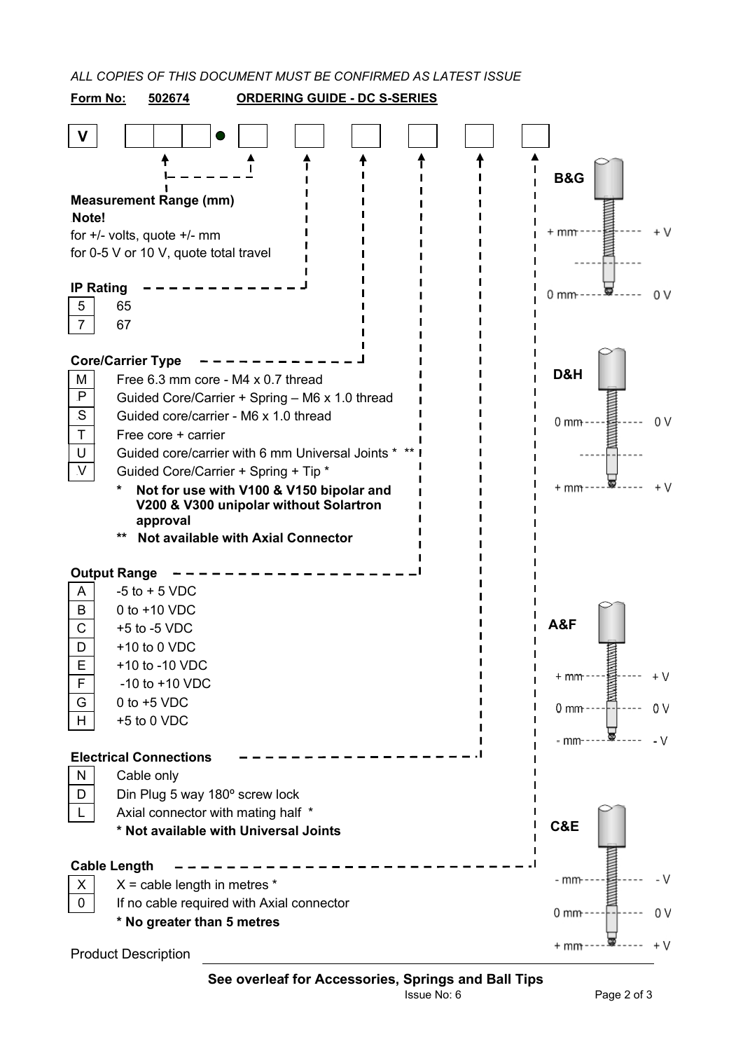*ALL COPIES OF THIS DOCUMENT MUST BE CONFIRMED AS LATEST ISSUE*

**Form No: 502674 ORDERING GUIDE - DC S-SERIES**

| V | | | | • | | | | | | |
|---|---|---|---|---|---|---|---|---|---|---|

**Measurement Range (mm)**

**Note!**

for +/- volts, quote +/- mm

for 0-5 V or 10 V, quote total travel

**IP Rating**

| Code | Rating |
|---|---|
| 5 | 65 |
| 7 | 67 |

**Core/Carrier Type**

| Code | Description |
|---|---|
| M | Free 6.3 mm core - M4 x 0.7 thread |
| P | Guided Core/Carrier + Spring – M6 x 1.0 thread |
| S | Guided core/carrier - M6 x 1.0 thread |
| T | Free core + carrier |
| U | Guided core/carrier with 6 mm Universal Joints * ** |
| V | Guided Core/Carrier + Spring + Tip * |

**\* Not for use with V100 & V150 bipolar and V200 & V300 unipolar without Solartron approval**

**\*\* Not available with Axial Connector**

**Output Range**

| Code | Range |
|---|---|
| A | -5 to + 5 VDC |
| B | 0 to +10 VDC |
| C | +5 to -5 VDC |
| D | +10 to 0 VDC |
| E | +10 to -10 VDC |
| F | -10 to +10 VDC |
| G | 0 to +5 VDC |
| H | +5 to 0 VDC |

**Electrical Connections**

| Code | Description |
|---|---|
| N | Cable only |
| D | Din Plug 5 way 180º screw lock |
| L | Axial connector with mating half * |

**\* Not available with Universal Joints**

**Cable Length**

| Code | Description |
|---|---|
| X | X = cable length in metres * |
| 0 | If no cable required with Axial connector |

**\* No greater than 5 metres**

**B&G**

+ mm — + V

0 mm — 0 V

**D&H**

0 mm — 0 V

+ mm — + V

**A&F**

+ mm — + V

0 mm — 0 V

- mm — - V

**C&E**

- mm — - V

0 mm — 0 V

+ mm — + V

Product Description ______________________________

**See overleaf for Accessories, Springs and Ball Tips**

Issue No: 6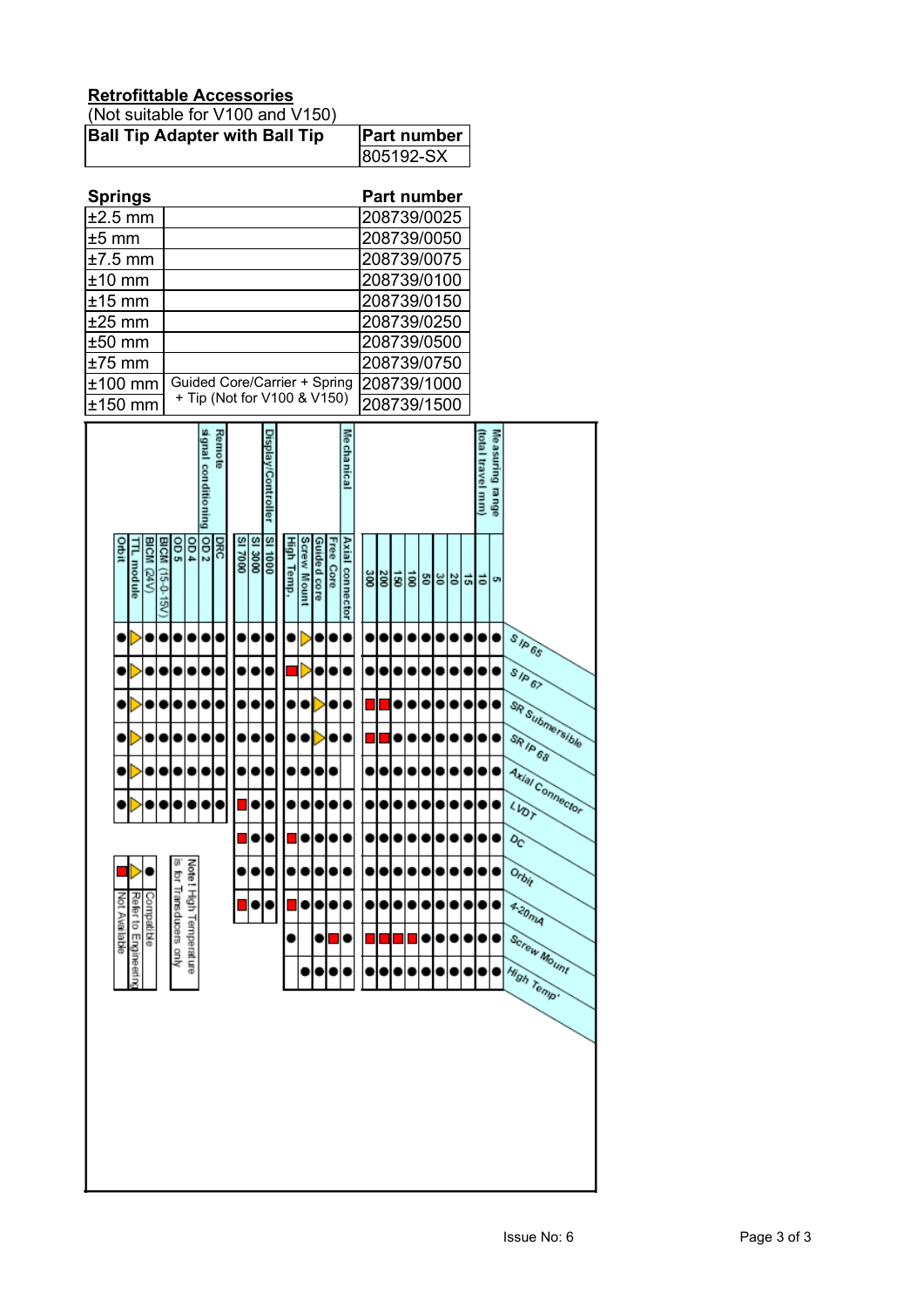## Retrofittable Accessories

(Not suitable for V100 and V150)

| Ball Tip Adapter with Ball Tip | Part number |
|---|---|
| | 805192-SX |

| Springs | | Part number |
|---|---|---|
| ±2.5 mm | | 208739/0025 |
| ±5 mm | | 208739/0050 |
| ±7.5 mm | | 208739/0075 |
| ±10 mm | | 208739/0100 |
| ±15 mm | | 208739/0150 |
| ±25 mm | | 208739/0250 |
| ±50 mm | | 208739/0500 |
| ±75 mm | | 208739/0750 |
| ±100 mm | Guided Core/Carrier + Spring + Tip (Not for V100 & V150) | 208739/1000 |
| ±150 mm | | 208739/1500 |

| | Remote signal conditioning | | | | | | | | Display/Controller | | | Mechanical | | | | | Measuring range (total travel mm) | | | | | | | | | |
|---|---|---|---|---|---|---|---|---|---|---|---|---|---|---|---|---|---|---|---|---|---|---|---|---|---|---|
| | Orbit | TTL module | BICM (24V) | BICM (15-0-15V) | OD 5 | OD 4 | OD 2 | DRC | SI 7000 | SI 3000 | SI 1000 | High Temp. | Screw Mount | Guided core | Free Core | Axial connector | 300 | 200 | 150 | 100 | 50 | 30 | 20 | 15 | 10 | 5 |
| S IP 65 | ● | ▶ | ● | ● | ● | ● | ● | ● | ● | ● | ● | ● | ▶ | ● | ● | ● | ● | ● | ● | ● | ● | ● | ● | ● | ● | ● |
| S IP 67 | ● | ▶ | ● | ● | ● | ● | ● | ● | ● | ● | ● | ■ | ▶ | ● | ● | ● | ● | ● | ● | ● | ● | ● | ● | ● | ● | ● |
| SR Submersible | ● | ▶ | ● | ● | ● | ● | ● | ● | ● | ● | ● | ● | ● | ▶ | ● | ● | ■ | ■ | ● | ● | ● | ● | ● | ● | ● | ● |
| SR IP 68 | ● | ▶ | ● | ● | ● | ● | ● | ● | ● | ● | ● | ● | ● | ▶ | ● | ● | ■ | ■ | ● | ● | ● | ● | ● | ● | ● | ● |
| Axial Connector | ● | ▶ | ● | ● | ● | ● | ● | ● | ● | ● | ● | ● | ● | ● | ● | | ● | ● | ● | ● | ● | ● | ● | ● | ● | ● |
| LVDT | ● | ▶ | ● | ● | ● | ● | ● | ● | ■ | ● | ● | ● | ● | ● | ● | ● | ● | ● | ● | ● | ● | ● | ● | ● | ● | ● |
| DC | | | | | | | | | ■ | ● | ● | ■ | ● | ● | ● | ● | ● | ● | ● | ● | ● | ● | ● | ● | ● | ● |
| Orbit | | | | | | | | | ● | ● | ● | ● | ● | ● | ● | ● | ● | ● | ● | ● | ● | ● | ● | ● | ● | ● |
| 4-20mA | | | | | | | | | ■ | ● | ● | ■ | ● | ● | ● | ● | ● | ● | ● | ● | ● | ● | ● | ● | ● | ● |
| Screw Mount | | | | | | | | | | | | ● | | ● | ■ | ● | ■ | ■ | ■ | ■ | ● | ● | ● | ● | ● | ● |
| High Temp' | | | | | | | | | | | | | ● | ● | ● | ● | ● | ● | ● | ● | ● | ● | ● | ● | ● | ● |

● Compatible
▶ Refer to Engineering
■ Not Available

Note ! High Temperature is for Transducers only